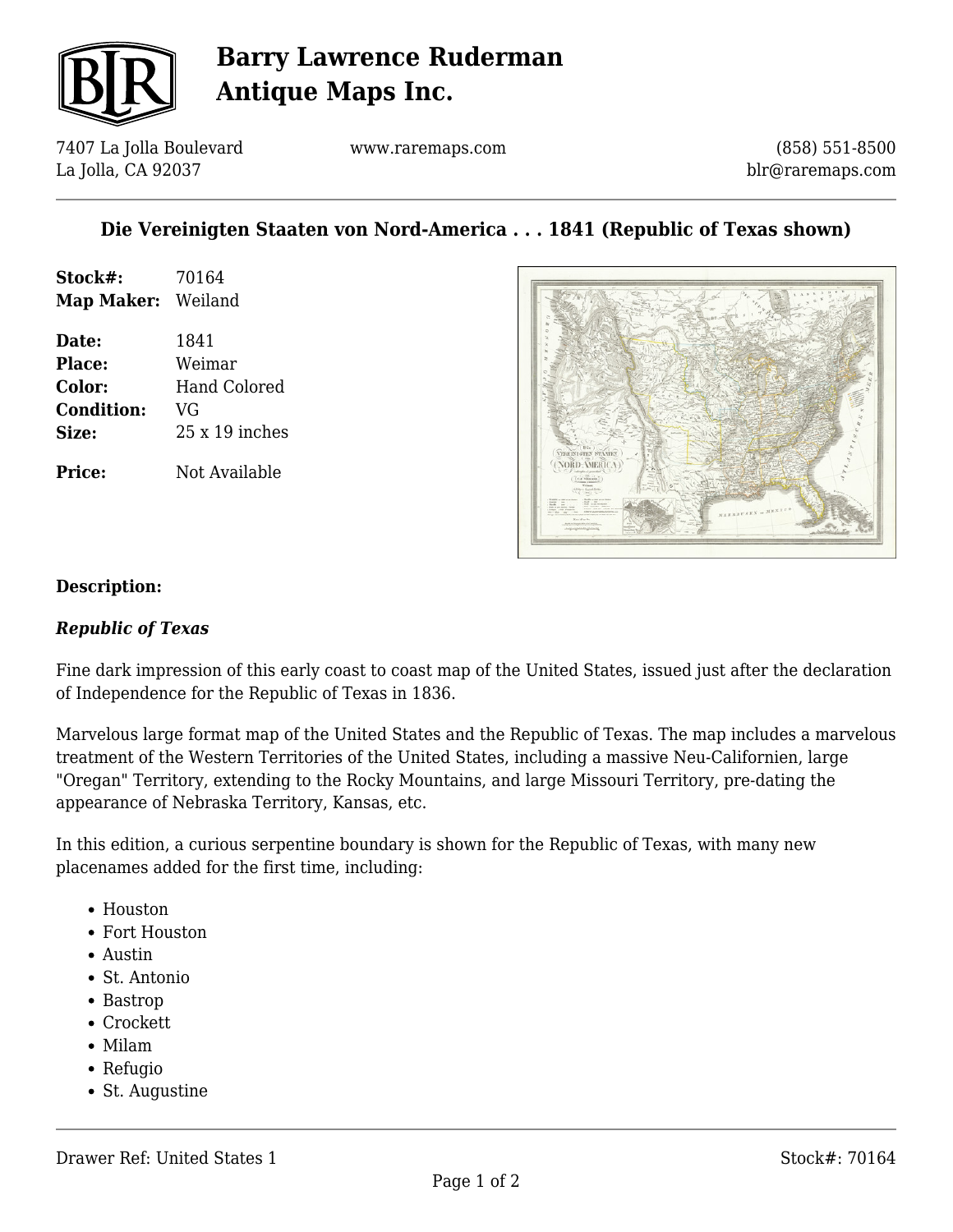# Barry Lawrence Ruderman Antique Maps Inc.

7407 La Jolla Boulevard
La Jolla, CA 92037

www.raremaps.com

(858) 551-8500
blr@raremaps.com

## Die Vereinigten Staaten von Nord-America . . . 1841 (Republic of Texas shown)

**Stock#:** 70164
**Map Maker:** Weiland

**Date:** 1841
**Place:** Weimar
**Color:** Hand Colored
**Condition:** VG
**Size:** 25 x 19 inches

**Price:** Not Available

### Description:

***Republic of Texas***

Fine dark impression of this early coast to coast map of the United States, issued just after the declaration of Independence for the Republic of Texas in 1836.

Marvelous large format map of the United States and the Republic of Texas. The map includes a marvelous treatment of the Western Territories of the United States, including a massive Neu-Californien, large "Oregan" Territory, extending to the Rocky Mountains, and large Missouri Territory, pre-dating the appearance of Nebraska Territory, Kansas, etc.

In this edition, a curious serpentine boundary is shown for the Republic of Texas, with many new placenames added for the first time, including:

- Houston
- Fort Houston
- Austin
- St. Antonio
- Bastrop
- Crockett
- Milam
- Refugio
- St. Augustine

Drawer Ref: United States 1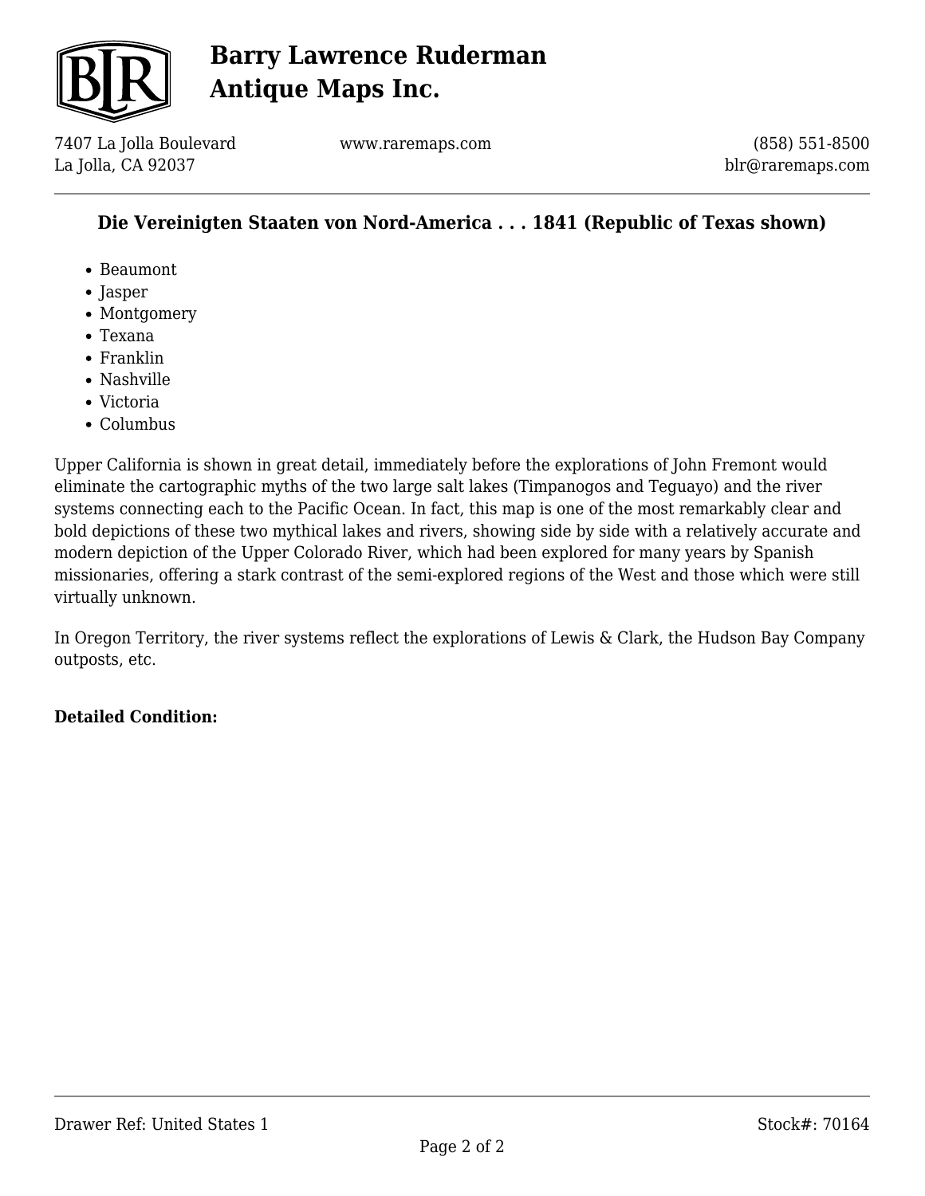## Die Vereinigten Staaten von Nord-America . . . 1841 (Republic of Texas shown)

- Beaumont
- Jasper
- Montgomery
- Texana
- Franklin
- Nashville
- Victoria
- Columbus

Upper California is shown in great detail, immediately before the explorations of John Fremont would eliminate the cartographic myths of the two large salt lakes (Timpanogos and Teguayo) and the river systems connecting each to the Pacific Ocean. In fact, this map is one of the most remarkably clear and bold depictions of these two mythical lakes and rivers, showing side by side with a relatively accurate and modern depiction of the Upper Colorado River, which had been explored for many years by Spanish missionaries, offering a stark contrast of the semi-explored regions of the West and those which were still virtually unknown.

In Oregon Territory, the river systems reflect the explorations of Lewis & Clark, the Hudson Bay Company outposts, etc.

**Detailed Condition:**

Drawer Ref: United States 1

Stock#: 70164